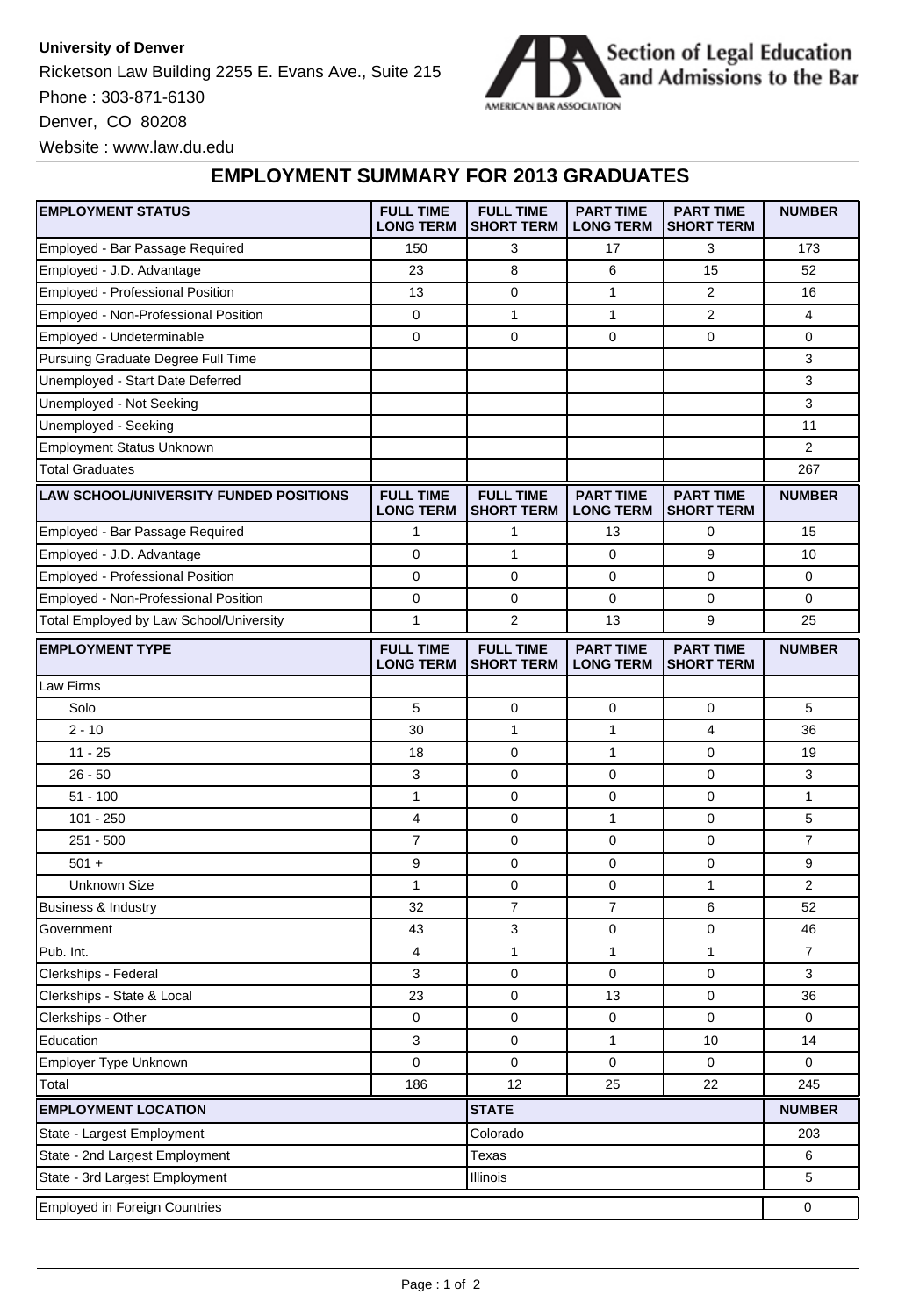**University of Denver**

Ricketson Law Building 2255 E. Evans Ave., Suite 215

Phone : 303-871-6130

Denver, CO 80208

Website : www.law.du.edu

Section of Legal Education and Admissions to the Bar

AMERICAN BAR ASSOCIATION

## EMPLOYMENT SUMMARY FOR 2013 GRADUATES

| EMPLOYMENT STATUS | FULL TIME LONG TERM | FULL TIME SHORT TERM | PART TIME LONG TERM | PART TIME SHORT TERM | NUMBER |
|---|---|---|---|---|---|
| Employed - Bar Passage Required | 150 | 3 | 17 | 3 | 173 |
| Employed - J.D. Advantage | 23 | 8 | 6 | 15 | 52 |
| Employed - Professional Position | 13 | 0 | 1 | 2 | 16 |
| Employed - Non-Professional Position | 0 | 1 | 1 | 2 | 4 |
| Employed - Undeterminable | 0 | 0 | 0 | 0 | 0 |
| Pursuing Graduate Degree Full Time | | | | | 3 |
| Unemployed - Start Date Deferred | | | | | 3 |
| Unemployed - Not Seeking | | | | | 3 |
| Unemployed - Seeking | | | | | 11 |
| Employment Status Unknown | | | | | 2 |
| Total Graduates | | | | | 267 |

| LAW SCHOOL/UNIVERSITY FUNDED POSITIONS | FULL TIME LONG TERM | FULL TIME SHORT TERM | PART TIME LONG TERM | PART TIME SHORT TERM | NUMBER |
|---|---|---|---|---|---|
| Employed - Bar Passage Required | 1 | 1 | 13 | 0 | 15 |
| Employed - J.D. Advantage | 0 | 1 | 0 | 9 | 10 |
| Employed - Professional Position | 0 | 0 | 0 | 0 | 0 |
| Employed - Non-Professional Position | 0 | 0 | 0 | 0 | 0 |
| Total Employed by Law School/University | 1 | 2 | 13 | 9 | 25 |

| EMPLOYMENT TYPE | FULL TIME LONG TERM | FULL TIME SHORT TERM | PART TIME LONG TERM | PART TIME SHORT TERM | NUMBER |
|---|---|---|---|---|---|
| Law Firms | | | | | |
| Solo | 5 | 0 | 0 | 0 | 5 |
| 2 - 10 | 30 | 1 | 1 | 4 | 36 |
| 11 - 25 | 18 | 0 | 1 | 0 | 19 |
| 26 - 50 | 3 | 0 | 0 | 0 | 3 |
| 51 - 100 | 1 | 0 | 0 | 0 | 1 |
| 101 - 250 | 4 | 0 | 1 | 0 | 5 |
| 251 - 500 | 7 | 0 | 0 | 0 | 7 |
| 501 + | 9 | 0 | 0 | 0 | 9 |
| Unknown Size | 1 | 0 | 0 | 1 | 2 |
| Business & Industry | 32 | 7 | 7 | 6 | 52 |
| Government | 43 | 3 | 0 | 0 | 46 |
| Pub. Int. | 4 | 1 | 1 | 1 | 7 |
| Clerkships - Federal | 3 | 0 | 0 | 0 | 3 |
| Clerkships - State & Local | 23 | 0 | 13 | 0 | 36 |
| Clerkships - Other | 0 | 0 | 0 | 0 | 0 |
| Education | 3 | 0 | 1 | 10 | 14 |
| Employer Type Unknown | 0 | 0 | 0 | 0 | 0 |
| Total | 186 | 12 | 25 | 22 | 245 |

| EMPLOYMENT LOCATION | STATE | NUMBER |
|---|---|---|
| State - Largest Employment | Colorado | 203 |
| State - 2nd Largest Employment | Texas | 6 |
| State - 3rd Largest Employment | Illinois | 5 |
| Employed in Foreign Countries | | 0 |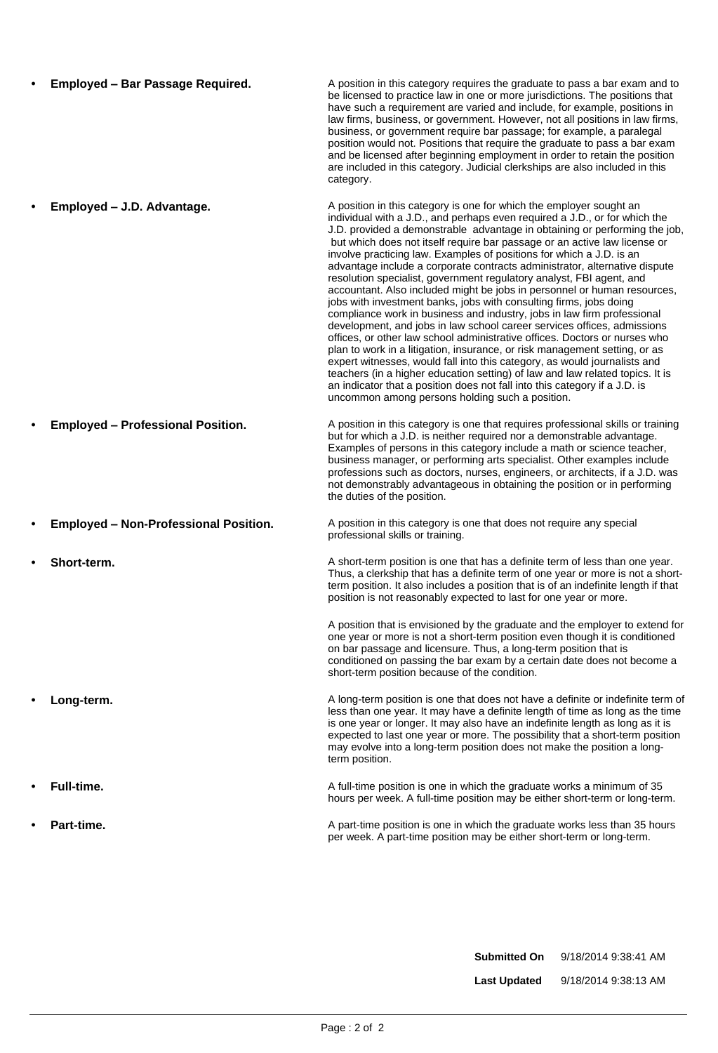- **Employed – Bar Passage Required.** A position in this category requires the graduate to pass a bar exam and to be licensed to practice law in one or more jurisdictions. The positions that have such a requirement are varied and include, for example, positions in law firms, business, or government. However, not all positions in law firms, business, or government require bar passage; for example, a paralegal position would not. Positions that require the graduate to pass a bar exam and be licensed after beginning employment in order to retain the position are included in this category. Judicial clerkships are also included in this category.

- **Employed – J.D. Advantage.** A position in this category is one for which the employer sought an individual with a J.D., and perhaps even required a J.D., or for which the J.D. provided a demonstrable advantage in obtaining or performing the job, but which does not itself require bar passage or an active law license or involve practicing law. Examples of positions for which a J.D. is an advantage include a corporate contracts administrator, alternative dispute resolution specialist, government regulatory analyst, FBI agent, and accountant. Also included might be jobs in personnel or human resources, jobs with investment banks, jobs with consulting firms, jobs doing compliance work in business and industry, jobs in law firm professional development, and jobs in law school career services offices, admissions offices, or other law school administrative offices. Doctors or nurses who plan to work in a litigation, insurance, or risk management setting, or as expert witnesses, would fall into this category, as would journalists and teachers (in a higher education setting) of law and law related topics. It is an indicator that a position does not fall into this category if a J.D. is uncommon among persons holding such a position.

- **Employed – Professional Position.** A position in this category is one that requires professional skills or training but for which a J.D. is neither required nor a demonstrable advantage. Examples of persons in this category include a math or science teacher, business manager, or performing arts specialist. Other examples include professions such as doctors, nurses, engineers, or architects, if a J.D. was not demonstrably advantageous in obtaining the position or in performing the duties of the position.

- **Employed – Non-Professional Position.** A position in this category is one that does not require any special professional skills or training.

- **Short-term.** A short-term position is one that has a definite term of less than one year. Thus, a clerkship that has a definite term of one year or more is not a short-term position. It also includes a position that is of an indefinite length if that position is not reasonably expected to last for one year or more.

  A position that is envisioned by the graduate and the employer to extend for one year or more is not a short-term position even though it is conditioned on bar passage and licensure. Thus, a long-term position that is conditioned on passing the bar exam by a certain date does not become a short-term position because of the condition.

- **Long-term.** A long-term position is one that does not have a definite or indefinite term of less than one year. It may have a definite length of time as long as the time is one year or longer. It may also have an indefinite length as long as it is expected to last one year or more. The possibility that a short-term position may evolve into a long-term position does not make the position a long-term position.

- **Full-time.** A full-time position is one in which the graduate works a minimum of 35 hours per week. A full-time position may be either short-term or long-term.

- **Part-time.** A part-time position is one in which the graduate works less than 35 hours per week. A part-time position may be either short-term or long-term.

**Submitted On** 9/18/2014 9:38:41 AM

**Last Updated** 9/18/2014 9:38:13 AM